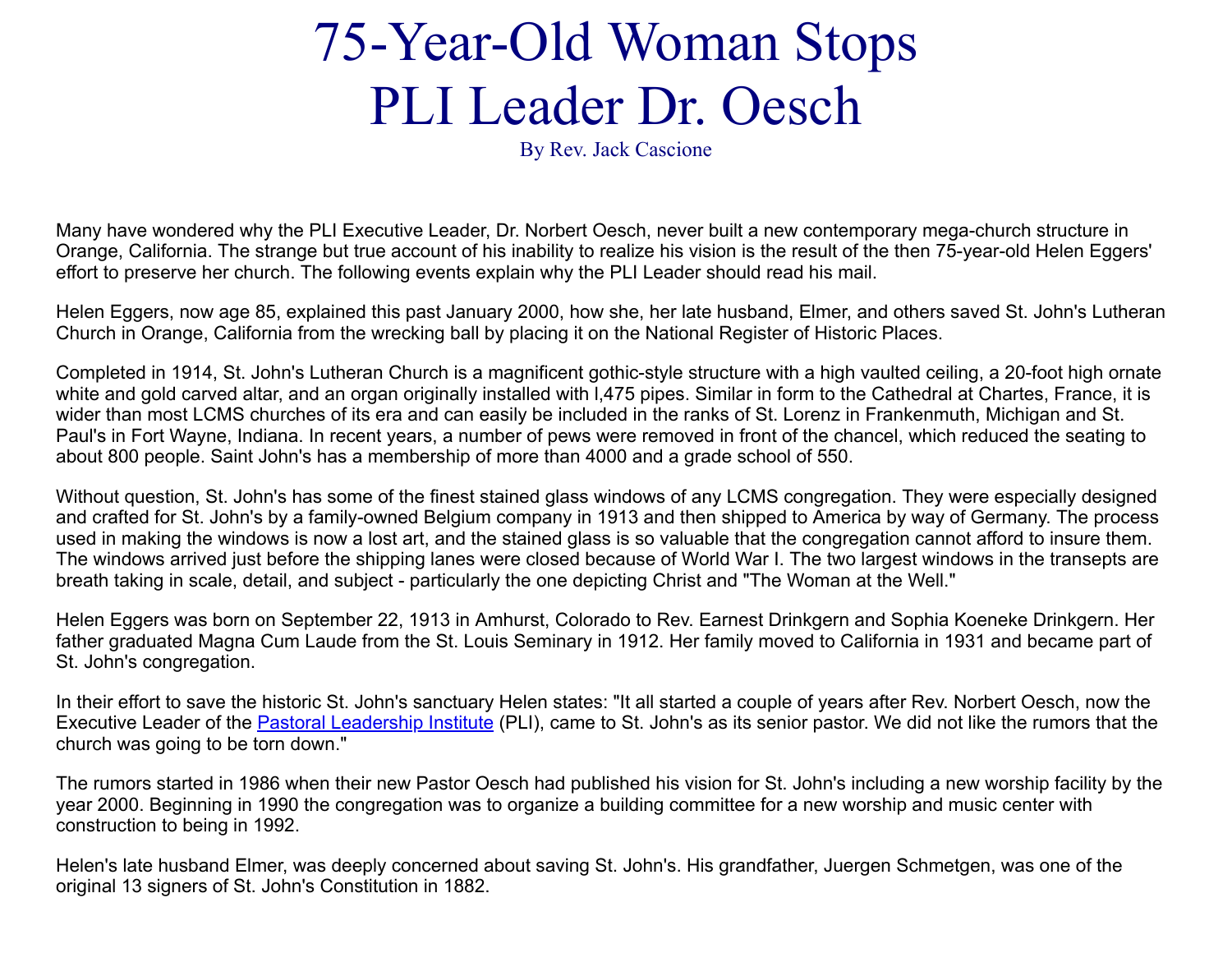# 75-Year-Old Woman Stops PLI Leader Dr. Oesch

By Rev. Jack Cascione

Many have wondered why the PLI Executive Leader, Dr. Norbert Oesch, never built a new contemporary mega-church structure in Orange, California. The strange but true account of his inability to realize his vision is the result of the then 75-year-old Helen Eggers' effort to preserve her church. The following events explain why the PLI Leader should read his mail.

Helen Eggers, now age 85, explained this past January 2000, how she, her late husband, Elmer, and others saved St. John's Lutheran Church in Orange, California from the wrecking ball by placing it on the National Register of Historic Places.

Completed in 1914, St. John's Lutheran Church is a magnificent gothic-style structure with a high vaulted ceiling, a 20-foot high ornate white and gold carved altar, and an organ originally installed with l,475 pipes. Similar in form to the Cathedral at Chartes, France, it is wider than most LCMS churches of its era and can easily be included in the ranks of St. Lorenz in Frankenmuth, Michigan and St. Paul's in Fort Wayne, Indiana. In recent years, a number of pews were removed in front of the chancel, which reduced the seating to about 800 people. Saint John's has a membership of more than 4000 and a grade school of 550.

Without question, St. John's has some of the finest stained glass windows of any LCMS congregation. They were especially designed and crafted for St. John's by a family-owned Belgium company in 1913 and then shipped to America by way of Germany. The process used in making the windows is now a lost art, and the stained glass is so valuable that the congregation cannot afford to insure them. The windows arrived just before the shipping lanes were closed because of World War I. The two largest windows in the transepts are breath taking in scale, detail, and subject - particularly the one depicting Christ and "The Woman at the Well."

Helen Eggers was born on September 22, 1913 in Amhurst, Colorado to Rev. Earnest Drinkgern and Sophia Koeneke Drinkgern. Her father graduated Magna Cum Laude from the St. Louis Seminary in 1912. Her family moved to California in 1931 and became part of St. John's congregation.

In their effort to save the historic St. John's sanctuary Helen states: "It all started a couple of years after Rev. Norbert Oesch, now the Executive Leader of the Pastoral Leadership Institute (PLI), came to St. John's as its senior pastor. We did not like the rumors that the church was going to be torn down."

The rumors started in 1986 when their new Pastor Oesch had published his vision for St. John's including a new worship facility by the year 2000. Beginning in 1990 the congregation was to organize a building committee for a new worship and music center with construction to being in 1992.

Helen's late husband Elmer, was deeply concerned about saving St. John's. His grandfather, Juergen Schmetgen, was one of the original 13 signers of St. John's Constitution in 1882.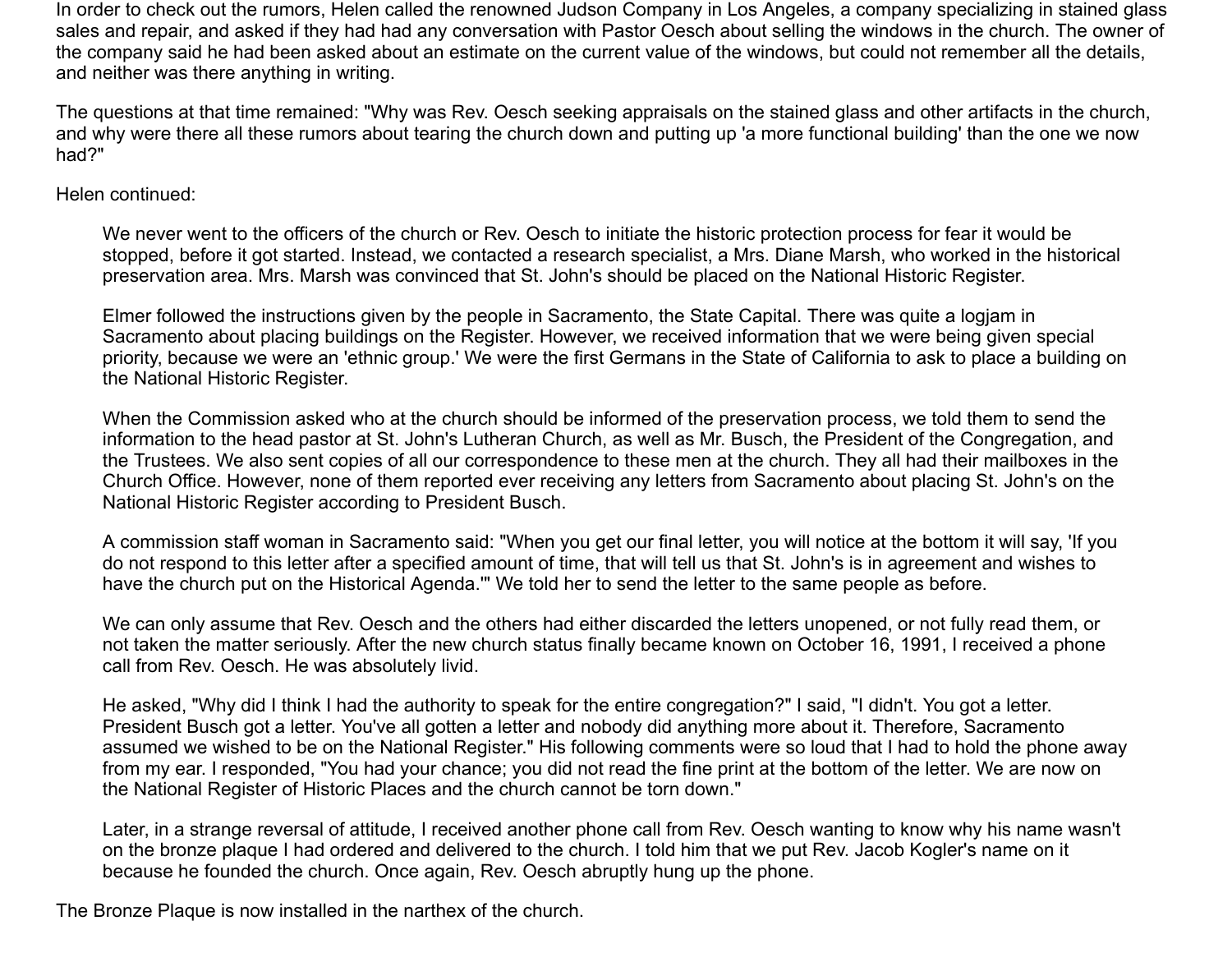In order to check out the rumors, Helen called the renowned Judson Company in Los Angeles, a company specializing in stained glass sales and repair, and asked if they had had any conversation with Pastor Oesch about selling the windows in the church. The owner of the company said he had been asked about an estimate on the current value of the windows, but could not remember all the details, and neither was there anything in writing.

The questions at that time remained: "Why was Rev. Oesch seeking appraisals on the stained glass and other artifacts in the church, and why were there all these rumors about tearing the church down and putting up 'a more functional building' than the one we now had?"

Helen continued:

> We never went to the officers of the church or Rev. Oesch to initiate the historic protection process for fear it would be stopped, before it got started. Instead, we contacted a research specialist, a Mrs. Diane Marsh, who worked in the historical preservation area. Mrs. Marsh was convinced that St. John's should be placed on the National Historic Register.
>
> Elmer followed the instructions given by the people in Sacramento, the State Capital. There was quite a logjam in Sacramento about placing buildings on the Register. However, we received information that we were being given special priority, because we were an 'ethnic group.' We were the first Germans in the State of California to ask to place a building on the National Historic Register.
>
> When the Commission asked who at the church should be informed of the preservation process, we told them to send the information to the head pastor at St. John's Lutheran Church, as well as Mr. Busch, the President of the Congregation, and the Trustees. We also sent copies of all our correspondence to these men at the church. They all had their mailboxes in the Church Office. However, none of them reported ever receiving any letters from Sacramento about placing St. John's on the National Historic Register according to President Busch.
>
> A commission staff woman in Sacramento said: "When you get our final letter, you will notice at the bottom it will say, 'If you do not respond to this letter after a specified amount of time, that will tell us that St. John's is in agreement and wishes to have the church put on the Historical Agenda.'" We told her to send the letter to the same people as before.
>
> We can only assume that Rev. Oesch and the others had either discarded the letters unopened, or not fully read them, or not taken the matter seriously. After the new church status finally became known on October 16, 1991, I received a phone call from Rev. Oesch. He was absolutely livid.
>
> He asked, "Why did I think I had the authority to speak for the entire congregation?" I said, "I didn't. You got a letter. President Busch got a letter. You've all gotten a letter and nobody did anything more about it. Therefore, Sacramento assumed we wished to be on the National Register." His following comments were so loud that I had to hold the phone away from my ear. I responded, "You had your chance; you did not read the fine print at the bottom of the letter. We are now on the National Register of Historic Places and the church cannot be torn down."
>
> Later, in a strange reversal of attitude, I received another phone call from Rev. Oesch wanting to know why his name wasn't on the bronze plaque I had ordered and delivered to the church. I told him that we put Rev. Jacob Kogler's name on it because he founded the church. Once again, Rev. Oesch abruptly hung up the phone.

The Bronze Plaque is now installed in the narthex of the church.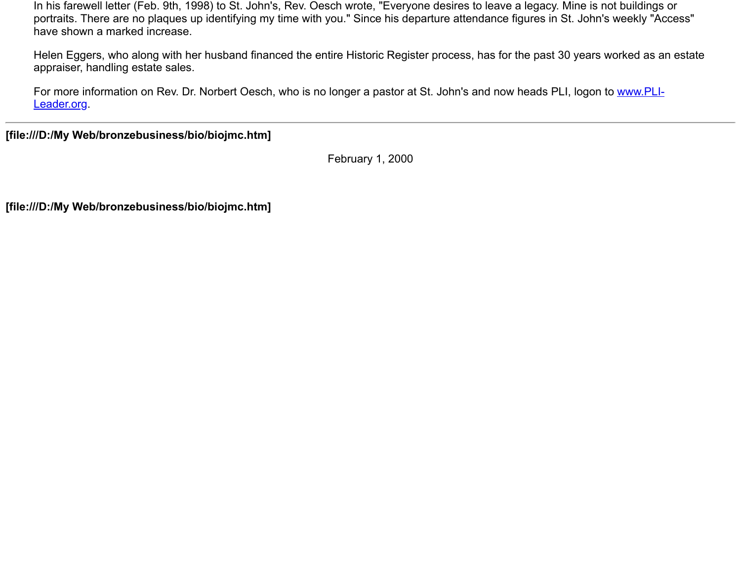In his farewell letter (Feb. 9th, 1998) to St. John's, Rev. Oesch wrote, "Everyone desires to leave a legacy. Mine is not buildings or portraits. There are no plaques up identifying my time with you." Since his departure attendance figures in St. John's weekly "Access" have shown a marked increase.

Helen Eggers, who along with her husband financed the entire Historic Register process, has for the past 30 years worked as an estate appraiser, handling estate sales.

For more information on Rev. Dr. Norbert Oesch, who is no longer a pastor at St. John's and now heads PLI, logon to www.PLI-Leader.org.

---

**[file:///D:/My Web/bronzebusiness/bio/biojmc.htm]**

February 1, 2000

**[file:///D:/My Web/bronzebusiness/bio/biojmc.htm]**